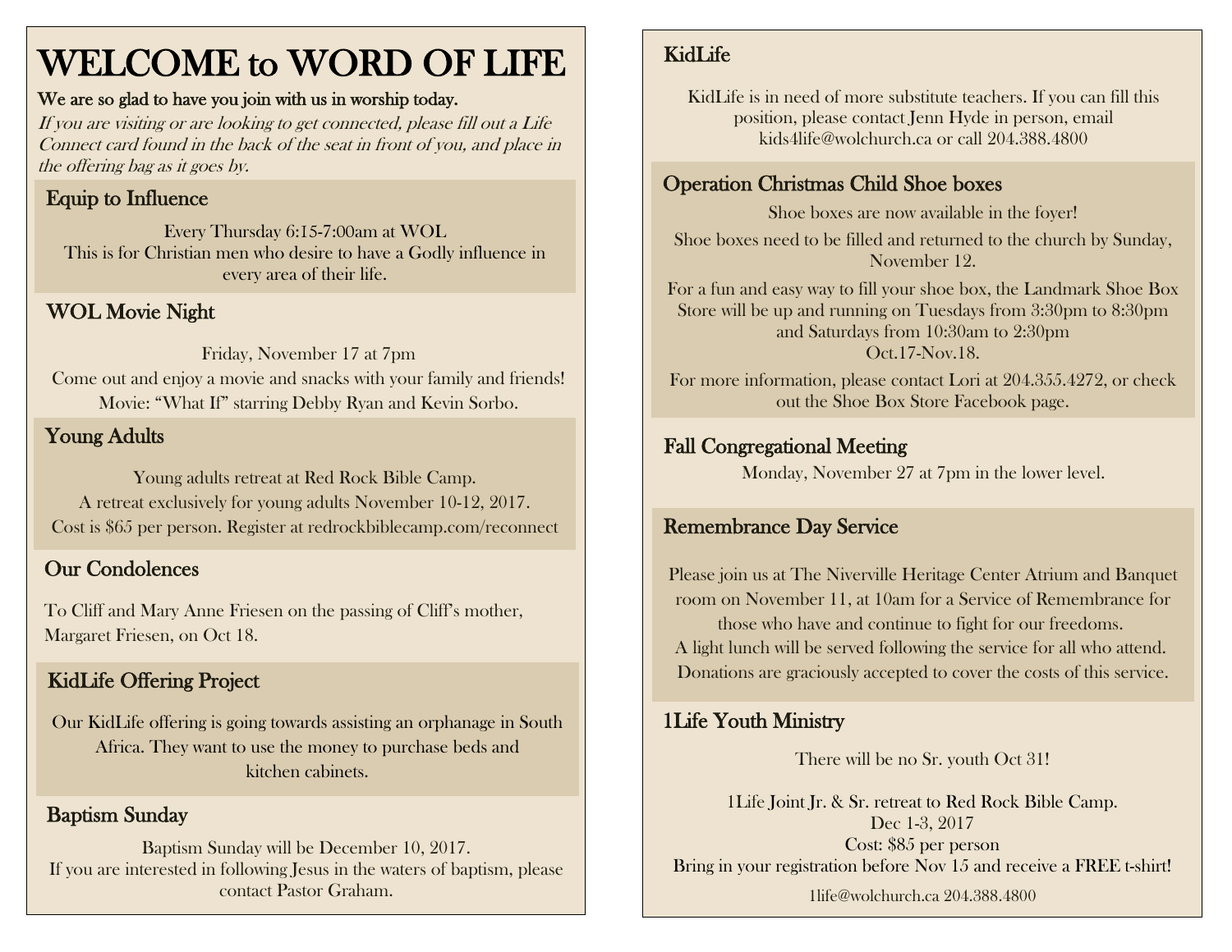# WELCOME to WORD OF LIFE

**We are so glad to have you join with us in worship today.**

*If you are visiting or are looking to get connected, please fill out a Life Connect card found in the back of the seat in front of you, and place in the offering bag as it goes by.*

## Equip to Influence

Every Thursday 6:15-7:00am at WOL
This is for Christian men who desire to have a Godly influence in every area of their life.

## WOL Movie Night

Friday, November 17 at 7pm
Come out and enjoy a movie and snacks with your family and friends!
Movie: "What If" starring Debby Ryan and Kevin Sorbo.

## Young Adults

Young adults retreat at Red Rock Bible Camp.
A retreat exclusively for young adults November 10-12, 2017.
Cost is $65 per person. Register at redrockbiblecamp.com/reconnect

## Our Condolences

To Cliff and Mary Anne Friesen on the passing of Cliff's mother, Margaret Friesen, on Oct 18.

## KidLife Offering Project

Our KidLife offering is going towards assisting an orphanage in South Africa. They want to use the money to purchase beds and kitchen cabinets.

## Baptism Sunday

Baptism Sunday will be December 10, 2017.
If you are interested in following Jesus in the waters of baptism, please contact Pastor Graham.

## KidLife

KidLife is in need of more substitute teachers. If you can fill this position, please contact Jenn Hyde in person, email kids4life@wolchurch.ca or call 204.388.4800

## Operation Christmas Child Shoe boxes

Shoe boxes are now available in the foyer!

Shoe boxes need to be filled and returned to the church by Sunday, November 12.

For a fun and easy way to fill your shoe box, the Landmark Shoe Box Store will be up and running on Tuesdays from 3:30pm to 8:30pm and Saturdays from 10:30am to 2:30pm
Oct.17-Nov.18.

For more information, please contact Lori at 204.355.4272, or check out the Shoe Box Store Facebook page.

## Fall Congregational Meeting

Monday, November 27 at 7pm in the lower level.

## Remembrance Day Service

Please join us at The Niverville Heritage Center Atrium and Banquet room on November 11, at 10am for a Service of Remembrance for those who have and continue to fight for our freedoms.
A light lunch will be served following the service for all who attend.
Donations are graciously accepted to cover the costs of this service.

## 1Life Youth Ministry

There will be no Sr. youth Oct 31!

1Life Joint Jr. & Sr. retreat to Red Rock Bible Camp.
Dec 1-3, 2017
Cost: $85 per person
Bring in your registration before Nov 15 and receive a FREE t-shirt!

1life@wolchurch.ca 204.388.4800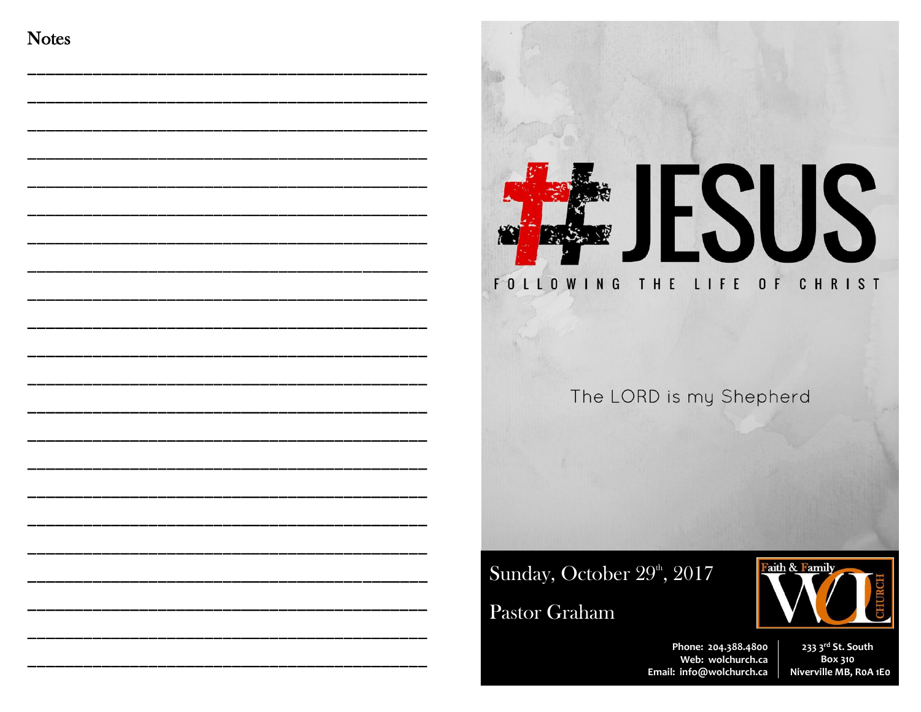## Notes

______________________________________________

______________________________________________

______________________________________________

______________________________________________

______________________________________________

______________________________________________

______________________________________________

______________________________________________

______________________________________________

______________________________________________

______________________________________________

______________________________________________

______________________________________________

______________________________________________

______________________________________________

______________________________________________

______________________________________________

______________________________________________

______________________________________________

______________________________________________

______________________________________________

______________________________________________

# #JESUS

FOLLOWING THE LIFE OF CHRIST

The LORD is my Shepherd

Sunday, October 29th, 2017

Pastor Graham

Faith & Family WOL CHURCH

**Phone: 204.388.4800**
**Web: wolchurch.ca**
**Email: info@wolchurch.ca**

**233 3rd St. South**
**Box 310**
**Niverville MB, R0A 1E0**